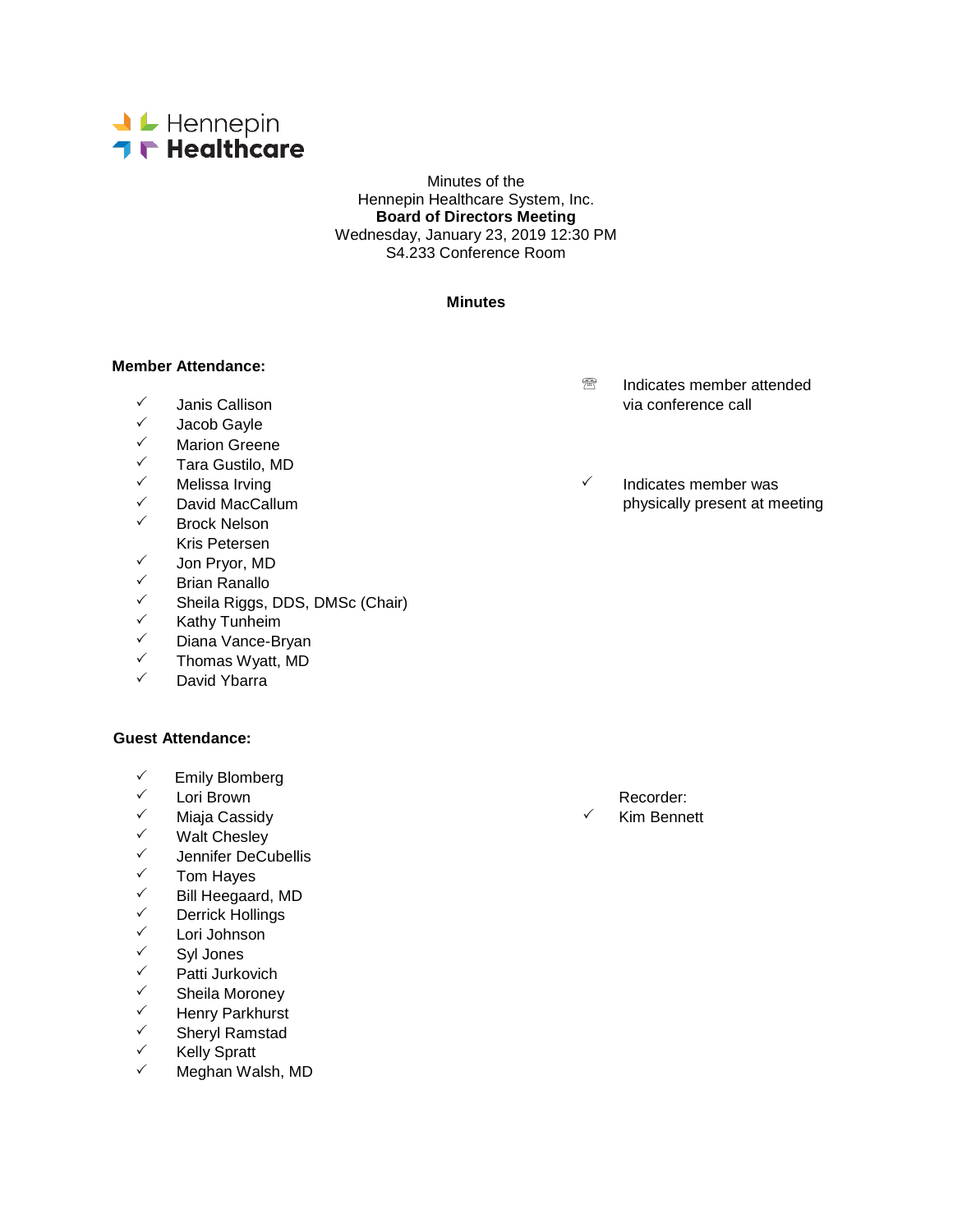Hennepin Healthcare

Minutes of the
Hennepin Healthcare System, Inc.
**Board of Directors Meeting**
Wednesday, January 23, 2019 12:30 PM
S4.233 Conference Room

**Minutes**

**Member Attendance:**

☏ Indicates member attended via conference call

✓ Indicates member was physically present at meeting

- ✓ Janis Callison
- ✓ Jacob Gayle
- ✓ Marion Greene
- ✓ Tara Gustilo, MD
- ✓ Melissa Irving
- ✓ David MacCallum
- ✓ Brock Nelson
- Kris Petersen
- ✓ Jon Pryor, MD
- ✓ Brian Ranallo
- ✓ Sheila Riggs, DDS, DMSc (Chair)
- ✓ Kathy Tunheim
- ✓ Diana Vance-Bryan
- ✓ Thomas Wyatt, MD
- ✓ David Ybarra

**Guest Attendance:**

- ✓ Emily Blomberg
- ✓ Lori Brown
- ✓ Miaja Cassidy
- ✓ Walt Chesley
- ✓ Jennifer DeCubellis
- ✓ Tom Hayes
- ✓ Bill Heegaard, MD
- ✓ Derrick Hollings
- ✓ Lori Johnson
- ✓ Syl Jones
- ✓ Patti Jurkovich
- ✓ Sheila Moroney
- ✓ Henry Parkhurst
- ✓ Sheryl Ramstad
- ✓ Kelly Spratt
- ✓ Meghan Walsh, MD

Recorder:
✓ Kim Bennett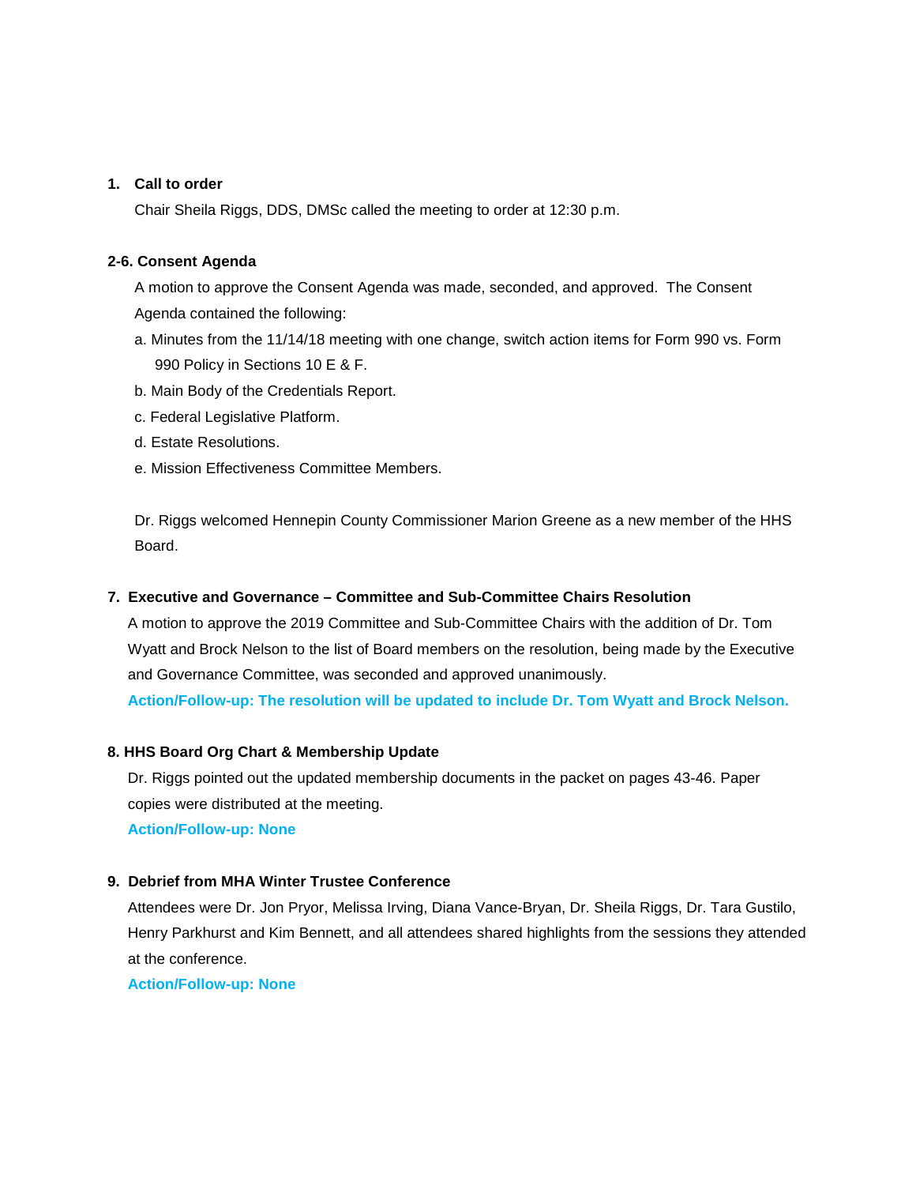1. **Call to order**

   Chair Sheila Riggs, DDS, DMSc called the meeting to order at 12:30 p.m.

**2-6. Consent Agenda**

A motion to approve the Consent Agenda was made, seconded, and approved. The Consent Agenda contained the following:

a. Minutes from the 11/14/18 meeting with one change, switch action items for Form 990 vs. Form 990 Policy in Sections 10 E & F.

b. Main Body of the Credentials Report.

c. Federal Legislative Platform.

d. Estate Resolutions.

e. Mission Effectiveness Committee Members.

Dr. Riggs welcomed Hennepin County Commissioner Marion Greene as a new member of the HHS Board.

7. **Executive and Governance – Committee and Sub-Committee Chairs Resolution**

   A motion to approve the 2019 Committee and Sub-Committee Chairs with the addition of Dr. Tom Wyatt and Brock Nelson to the list of Board members on the resolution, being made by the Executive and Governance Committee, was seconded and approved unanimously.

   **Action/Follow-up: The resolution will be updated to include Dr. Tom Wyatt and Brock Nelson.**

**8. HHS Board Org Chart & Membership Update**

Dr. Riggs pointed out the updated membership documents in the packet on pages 43-46. Paper copies were distributed at the meeting.

**Action/Follow-up: None**

9. **Debrief from MHA Winter Trustee Conference**

   Attendees were Dr. Jon Pryor, Melissa Irving, Diana Vance-Bryan, Dr. Sheila Riggs, Dr. Tara Gustilo, Henry Parkhurst and Kim Bennett, and all attendees shared highlights from the sessions they attended at the conference.

   **Action/Follow-up: None**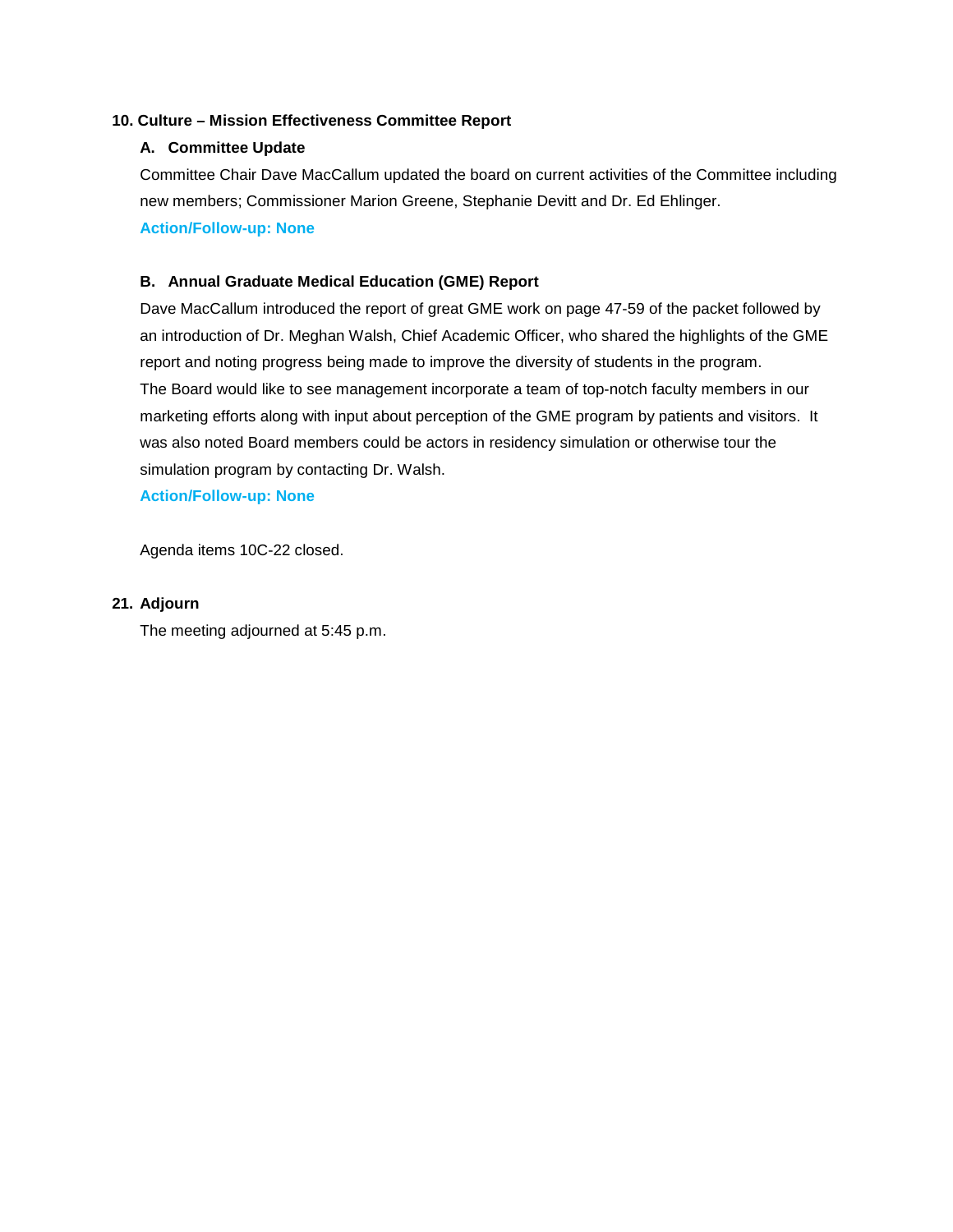**10. Culture – Mission Effectiveness Committee Report**

**A. Committee Update**

Committee Chair Dave MacCallum updated the board on current activities of the Committee including new members; Commissioner Marion Greene, Stephanie Devitt and Dr. Ed Ehlinger.

**Action/Follow-up: None**

**B. Annual Graduate Medical Education (GME) Report**

Dave MacCallum introduced the report of great GME work on page 47-59 of the packet followed by an introduction of Dr. Meghan Walsh, Chief Academic Officer, who shared the highlights of the GME report and noting progress being made to improve the diversity of students in the program.

The Board would like to see management incorporate a team of top-notch faculty members in our marketing efforts along with input about perception of the GME program by patients and visitors. It was also noted Board members could be actors in residency simulation or otherwise tour the simulation program by contacting Dr. Walsh.

**Action/Follow-up: None**

Agenda items 10C-22 closed.

**21. Adjourn**

The meeting adjourned at 5:45 p.m.